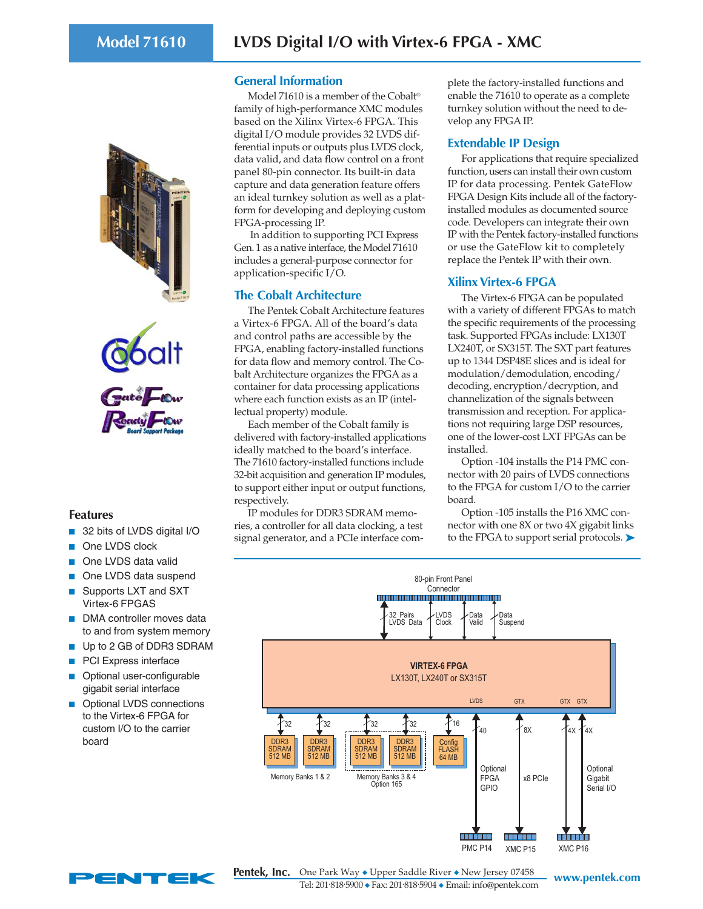# Model 71610 — LVDS Digital I/O with Virtex-6 FPGA - XMC

## General Information

Model 71610 is a member of the Cobalt® family of high-performance XMC modules based on the Xilinx Virtex-6 FPGA. This digital I/O module provides 32 LVDS differential inputs or outputs plus LVDS clock, data valid, and data flow control on a front panel 80-pin connector. Its built-in data capture and data generation feature offers an ideal turnkey solution as well as a platform for developing and deploying custom FPGA-processing IP.

In addition to supporting PCI Express Gen. 1 as a native interface, the Model 71610 includes a general-purpose connector for application-specific I/O.

## The Cobalt Architecture

The Pentek Cobalt Architecture features a Virtex-6 FPGA. All of the board's data and control paths are accessible by the FPGA, enabling factory-installed functions for data flow and memory control. The Cobalt Architecture organizes the FPGA as a container for data processing applications where each function exists as an IP (intellectual property) module.

Each member of the Cobalt family is delivered with factory-installed applications ideally matched to the board's interface. The 71610 factory-installed functions include 32-bit acquisition and generation IP modules, to support either input or output functions, respectively.

IP modules for DDR3 SDRAM memories, a controller for all data clocking, a test signal generator, and a PCIe interface complete the factory-installed functions and enable the 71610 to operate as a complete turnkey solution without the need to develop any FPGA IP.

## Extendable IP Design

For applications that require specialized function, users can install their own custom IP for data processing. Pentek GateFlow FPGA Design Kits include all of the factory-installed modules as documented source code. Developers can integrate their own IP with the Pentek factory-installed functions or use the GateFlow kit to completely replace the Pentek IP with their own.

## Xilinx Virtex-6 FPGA

The Virtex-6 FPGA can be populated with a variety of different FPGAs to match the specific requirements of the processing task. Supported FPGAs include: LX130T LX240T, or SX315T. The SXT part features up to 1344 DSP48E slices and is ideal for modulation/demodulation, encoding/decoding, encryption/decryption, and channelization of the signals between transmission and reception. For applications not requiring large DSP resources, one of the lower-cost LXT FPGAs can be installed.

Option -104 installs the P14 PMC connector with 20 pairs of LVDS connections to the FPGA for custom I/O to the carrier board.

Option -105 installs the P16 XMC connector with one 8X or two 4X gigabit links to the FPGA to support serial protocols. ➤

## Features

- 32 bits of LVDS digital I/O
- One LVDS clock
- One LVDS data valid
- One LVDS data suspend
- Supports LXT and SXT Virtex-6 FPGAS
- DMA controller moves data to and from system memory
- Up to 2 GB of DDR3 SDRAM
- PCI Express interface
- Optional user-configurable gigabit serial interface
- Optional LVDS connections to the Virtex-6 FPGA for custom I/O to the carrier board

80-pin Front Panel Connector; 32 Pairs LVDS Data; LVDS Clock; Data Valid; Data Suspend

VIRTEX-6 FPGA
LX130T, LX240T or SX315T

DDR3 SDRAM 512 MB (×4, 32 each); Memory Banks 1 & 2; Memory Banks 3 & 4 Option 165; Config FLASH 64 MB (16)

LVDS 40 — Optional FPGA GPIO — PMC P14
GTX 8X — x8 PCIe — XMC P15
GTX 4X, GTX 4X — Optional Gigabit Serial I/O — XMC P16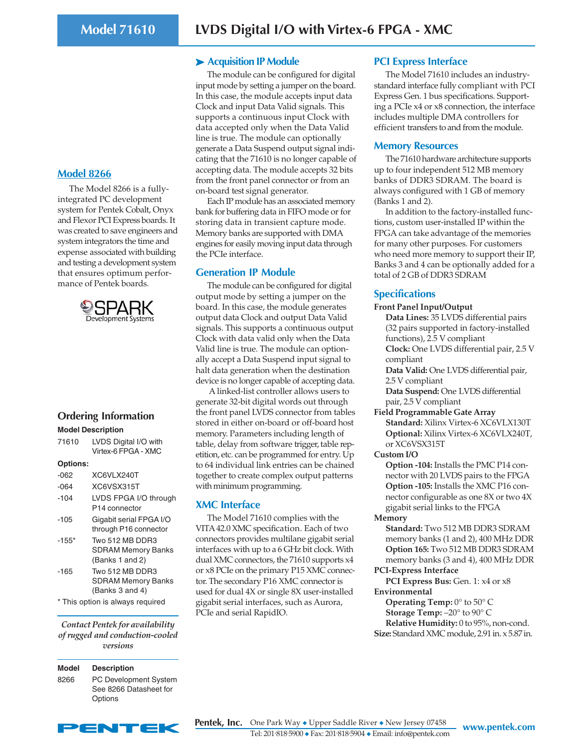# Model 71610 LVDS Digital I/O with Virtex-6 FPGA - XMC

## Model 8266

The Model 8266 is a fully-integrated PC development system for Pentek Cobalt, Onyx and Flexor PCI Express boards. It was created to save engineers and system integrators the time and expense associated with building and testing a development system that ensures optimum performance of Pentek boards.

SPARK Development Systems

## Ordering Information

| Model | Description |
|---|---|
| 71610 | LVDS Digital I/O with Virtex-6 FPGA - XMC |

**Options:**

| | |
|---|---|
| -062 | XC6VLX240T |
| -064 | XC6VSX315T |
| -104 | LVDS FPGA I/O through P14 connector |
| -105 | Gigabit serial FPGA I/O through P16 connector |
| -155* | Two 512 MB DDR3 SDRAM Memory Banks (Banks 1 and 2) |
| -165 | Two 512 MB DDR3 SDRAM Memory Banks (Banks 3 and 4) |

\* This option is always required

*Contact Pentek for availability of rugged and conduction-cooled versions*

| Model | Description |
|---|---|
| 8266 | PC Development System See 8266 Datasheet for Options |

## Acquisition IP Module

The module can be configured for digital input mode by setting a jumper on the board. In this case, the module accepts input data Clock and input Data Valid signals. This supports a continuous input Clock with data accepted only when the Data Valid line is true. The module can optionally generate a Data Suspend output signal indicating that the 71610 is no longer capable of accepting data. The module accepts 32 bits from the front panel connector or from an on-board test signal generator.

Each IP module has an associated memory bank for buffering data in FIFO mode or for storing data in transient capture mode. Memory banks are supported with DMA engines for easily moving input data through the PCIe interface.

## Generation IP Module

The module can be configured for digital output mode by setting a jumper on the board. In this case, the module generates output data Clock and output Data Valid signals. This supports a continuous output Clock with data valid only when the Data Valid line is true. The module can optionally accept a Data Suspend input signal to halt data generation when the destination device is no longer capable of accepting data.

A linked-list controller allows users to generate 32-bit digital words out through the front panel LVDS connector from tables stored in either on-board or off-board host memory. Parameters including length of table, delay from software trigger, table repetition, etc. can be programmed for entry. Up to 64 individual link entries can be chained together to create complex output patterns with minimum programming.

## XMC Interface

The Model 71610 complies with the VITA 42.0 XMC specification. Each of two connectors provides multilane gigabit serial interfaces with up to a 6 GHz bit clock. With dual XMC connectors, the 71610 supports x4 or x8 PCIe on the primary P15 XMC connector. The secondary P16 XMC connector is used for dual 4X or single 8X user-installed gigabit serial interfaces, such as Aurora, PCIe and serial RapidIO.

## PCI Express Interface

The Model 71610 includes an industry-standard interface fully compliant with PCI Express Gen. 1 bus specifications. Supporting a PCIe x4 or x8 connection, the interface includes multiple DMA controllers for efficient transfers to and from the module.

## Memory Resources

The 71610 hardware architecture supports up to four independent 512 MB memory banks of DDR3 SDRAM. The board is always configured with 1 GB of memory (Banks 1 and 2).

In addition to the factory-installed functions, custom user-installed IP within the FPGA can take advantage of the memories for many other purposes. For customers who need more memory to support their IP, Banks 3 and 4 can be optionally added for a total of 2 GB of DDR3 SDRAM

## Specifications

**Front Panel Input/Output**

- **Data Lines:** 35 LVDS differential pairs (32 pairs supported in factory-installed functions), 2.5 V compliant
- **Clock:** One LVDS differential pair, 2.5 V compliant
- **Data Valid:** One LVDS differential pair, 2.5 V compliant
- **Data Suspend:** One LVDS differential pair, 2.5 V compliant

**Field Programmable Gate Array**

- **Standard:** Xilinx Virtex-6 XC6VLX130T
- **Optional:** Xilinx Virtex-6 XC6VLX240T, or XC6VSX315T

**Custom I/O**

- **Option -104:** Installs the PMC P14 connector with 20 LVDS pairs to the FPGA
- **Option -105:** Installs the XMC P16 connector configurable as one 8X or two 4X gigabit serial links to the FPGA

**Memory**

- **Standard:** Two 512 MB DDR3 SDRAM memory banks (1 and 2), 400 MHz DDR
- **Option 165:** Two 512 MB DDR3 SDRAM memory banks (3 and 4), 400 MHz DDR

**PCI-Express Interface**

- **PCI Express Bus:** Gen. 1: x4 or x8

**Environmental**

- **Operating Temp:** 0° to 50° C
- **Storage Temp:** –20° to 90° C
- **Relative Humidity:** 0 to 95%, non-cond.

**Size:** Standard XMC module, 2.91 in. x 5.87 in.

PENTEK

**Pentek, Inc.** One Park Way ◆ Upper Saddle River ◆ New Jersey 07458
Tel: 201·818·5900 ◆ Fax: 201·818·5904 ◆ Email: info@pentek.com www.pentek.com